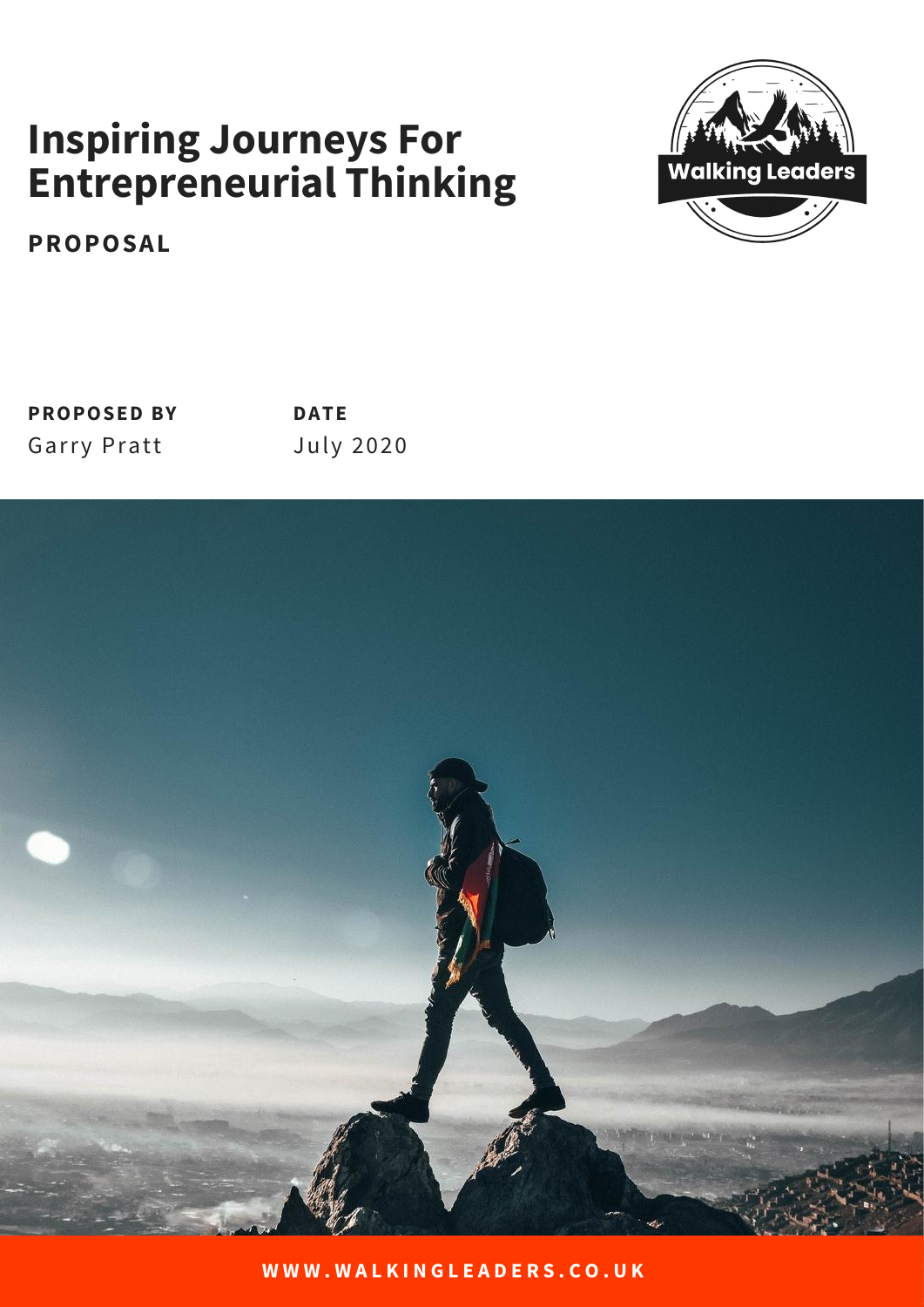# Inspiring Journeys For Entrepreneurial Thinking

**PROPOSAL**

Walking Leaders

**PROPOSED BY**
Garry Pratt

**DATE**
July 2020

WWW.WALKINGLEADERS.CO.UK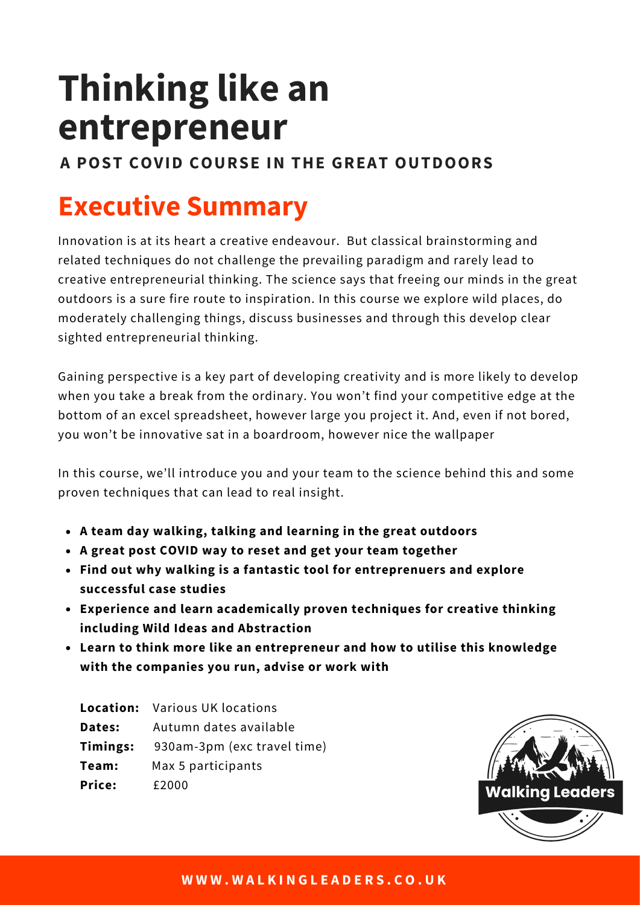# Thinking like an entrepreneur

**A POST COVID COURSE IN THE GREAT OUTDOORS**

## Executive Summary

Innovation is at its heart a creative endeavour. But classical brainstorming and related techniques do not challenge the prevailing paradigm and rarely lead to creative entrepreneurial thinking. The science says that freeing our minds in the great outdoors is a sure fire route to inspiration. In this course we explore wild places, do moderately challenging things, discuss businesses and through this develop clear sighted entrepreneurial thinking.

Gaining perspective is a key part of developing creativity and is more likely to develop when you take a break from the ordinary. You won't find your competitive edge at the bottom of an excel spreadsheet, however large you project it. And, even if not bored, you won't be innovative sat in a boardroom, however nice the wallpaper

In this course, we'll introduce you and your team to the science behind this and some proven techniques that can lead to real insight.

- **A team day walking, talking and learning in the great outdoors**
- **A great post COVID way to reset and get your team together**
- **Find out why walking is a fantastic tool for entreprenuers and explore successful case studies**
- **Experience and learn academically proven techniques for creative thinking including Wild Ideas and Abstraction**
- **Learn to think more like an entrepreneur and how to utilise this knowledge with the companies you run, advise or work with**

**Location:** Various UK locations
**Dates:** Autumn dates available
**Timings:** 930am-3pm (exc travel time)
**Team:** Max 5 participants
**Price:** £2000

Walking Leaders

**WWW.WALKINGLEADERS.CO.UK**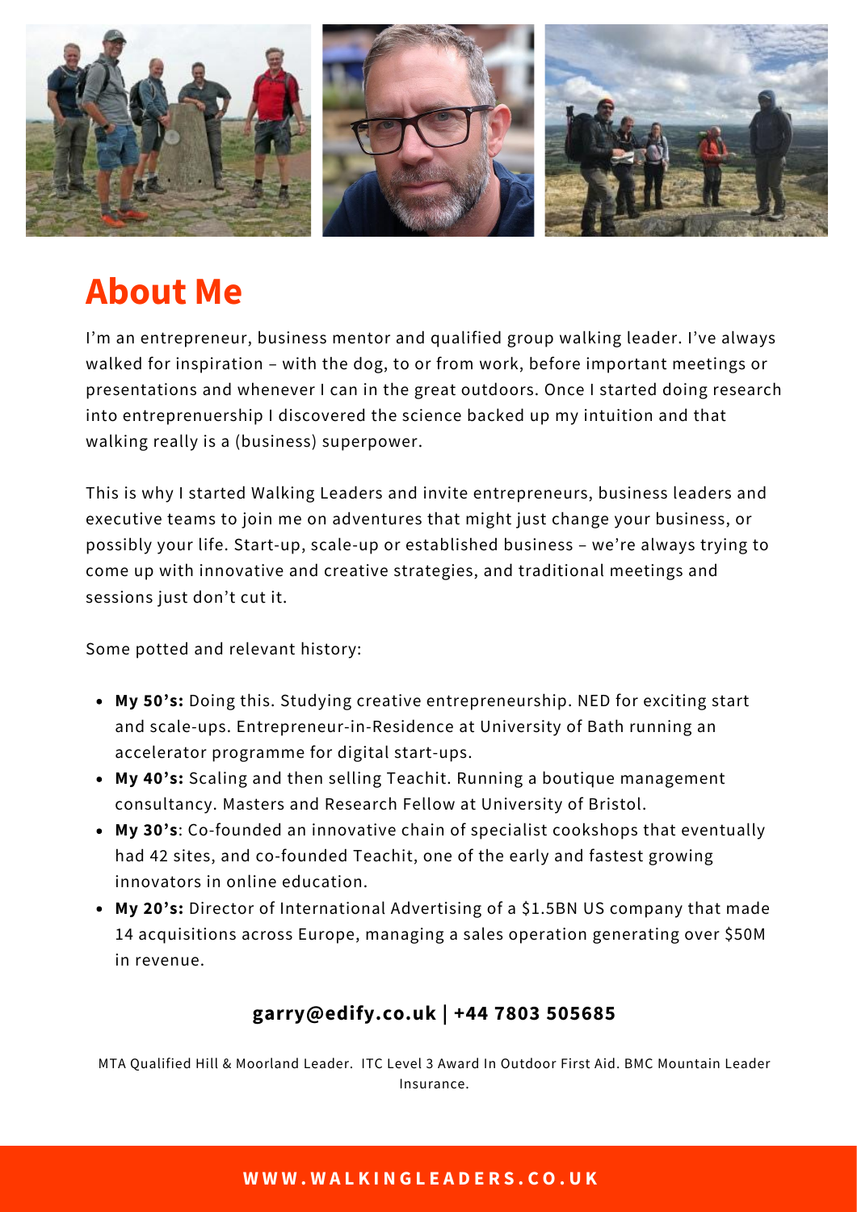# About Me

I'm an entrepreneur, business mentor and qualified group walking leader. I've always walked for inspiration – with the dog, to or from work, before important meetings or presentations and whenever I can in the great outdoors. Once I started doing research into entrepreneurship I discovered the science backed up my intuition and that walking really is a (business) superpower.

This is why I started Walking Leaders and invite entrepreneurs, business leaders and executive teams to join me on adventures that might just change your business, or possibly your life. Start-up, scale-up or established business – we're always trying to come up with innovative and creative strategies, and traditional meetings and sessions just don't cut it.

Some potted and relevant history:

- **My 50's:** Doing this. Studying creative entrepreneurship. NED for exciting start and scale-ups. Entrepreneur-in-Residence at University of Bath running an accelerator programme for digital start-ups.
- **My 40's:** Scaling and then selling Teachit. Running a boutique management consultancy. Masters and Research Fellow at University of Bristol.
- **My 30's**: Co-founded an innovative chain of specialist cookshops that eventually had 42 sites, and co-founded Teachit, one of the early and fastest growing innovators in online education.
- **My 20's:** Director of International Advertising of a $1.5BN US company that made 14 acquisitions across Europe, managing a sales operation generating over $50M in revenue.

**garry@edify.co.uk | +44 7803 505685**

MTA Qualified Hill & Moorland Leader. ITC Level 3 Award In Outdoor First Aid. BMC Mountain Leader Insurance.

**WWW.WALKINGLEADERS.CO.UK**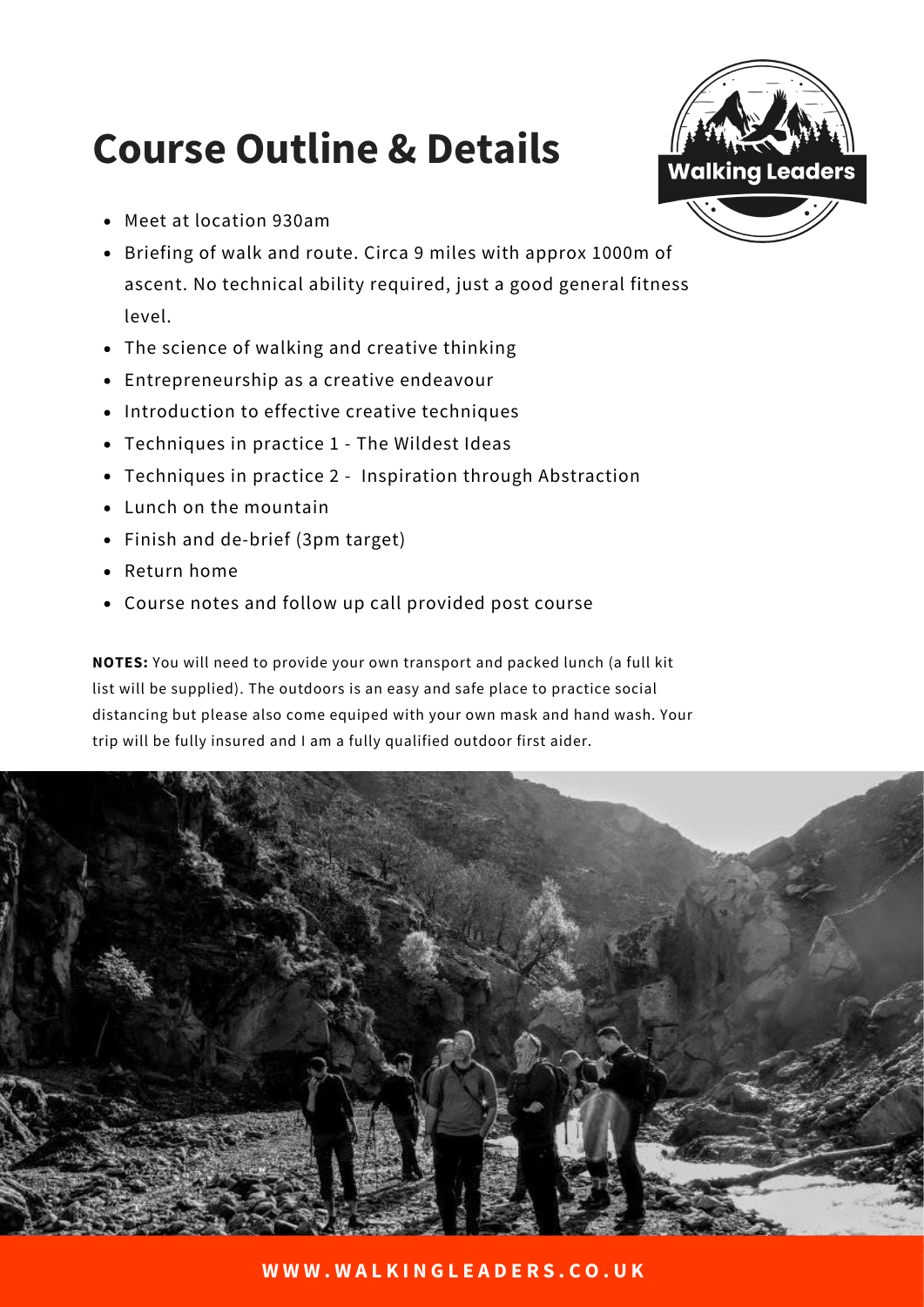# Course Outline & Details

- Meet at location 930am
- Briefing of walk and route. Circa 9 miles with approx 1000m of ascent. No technical ability required, just a good general fitness level.
- The science of walking and creative thinking
- Entrepreneurship as a creative endeavour
- Introduction to effective creative techniques
- Techniques in practice 1 - The Wildest Ideas
- Techniques in practice 2 - Inspiration through Abstraction
- Lunch on the mountain
- Finish and de-brief (3pm target)
- Return home
- Course notes and follow up call provided post course

**NOTES:** You will need to provide your own transport and packed lunch (a full kit list will be supplied). The outdoors is an easy and safe place to practice social distancing but please also come equiped with your own mask and hand wash. Your trip will be fully insured and I am a fully qualified outdoor first aider.

WWW.WALKINGLEADERS.CO.UK